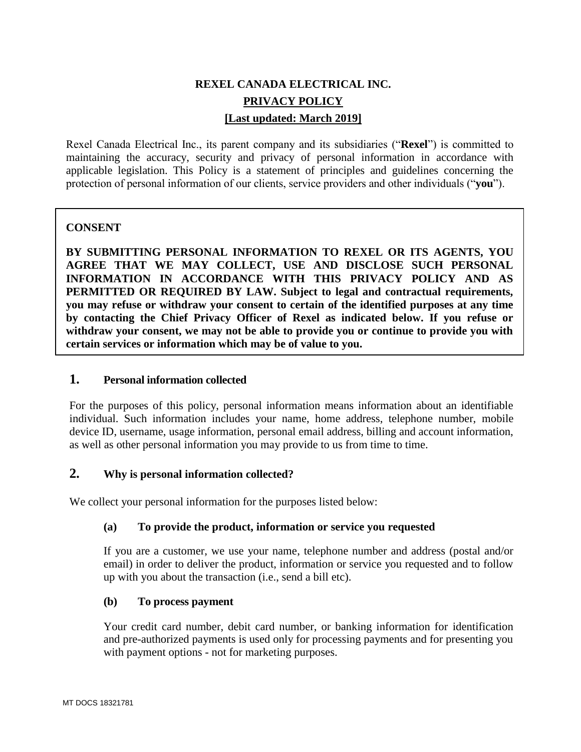# REXEL CANADA ELECTRICAL INC.

## PRIVACY POLICY

**[Last updated: March 2019]**

Rexel Canada Electrical Inc., its parent company and its subsidiaries ("**Rexel**") is committed to maintaining the accuracy, security and privacy of personal information in accordance with applicable legislation. This Policy is a statement of principles and guidelines concerning the protection of personal information of our clients, service providers and other individuals ("**you**").

**CONSENT**

**BY SUBMITTING PERSONAL INFORMATION TO REXEL OR ITS AGENTS, YOU AGREE THAT WE MAY COLLECT, USE AND DISCLOSE SUCH PERSONAL INFORMATION IN ACCORDANCE WITH THIS PRIVACY POLICY AND AS PERMITTED OR REQUIRED BY LAW. Subject to legal and contractual requirements, you may refuse or withdraw your consent to certain of the identified purposes at any time by contacting the Chief Privacy Officer of Rexel as indicated below. If you refuse or withdraw your consent, we may not be able to provide you or continue to provide you with certain services or information which may be of value to you.**

### 1. Personal information collected

For the purposes of this policy, personal information means information about an identifiable individual. Such information includes your name, home address, telephone number, mobile device ID, username, usage information, personal email address, billing and account information, as well as other personal information you may provide to us from time to time.

### 2. Why is personal information collected?

We collect your personal information for the purposes listed below:

#### (a) To provide the product, information or service you requested

If you are a customer, we use your name, telephone number and address (postal and/or email) in order to deliver the product, information or service you requested and to follow up with you about the transaction (i.e., send a bill etc).

#### (b) To process payment

Your credit card number, debit card number, or banking information for identification and pre-authorized payments is used only for processing payments and for presenting you with payment options - not for marketing purposes.

MT DOCS 18321781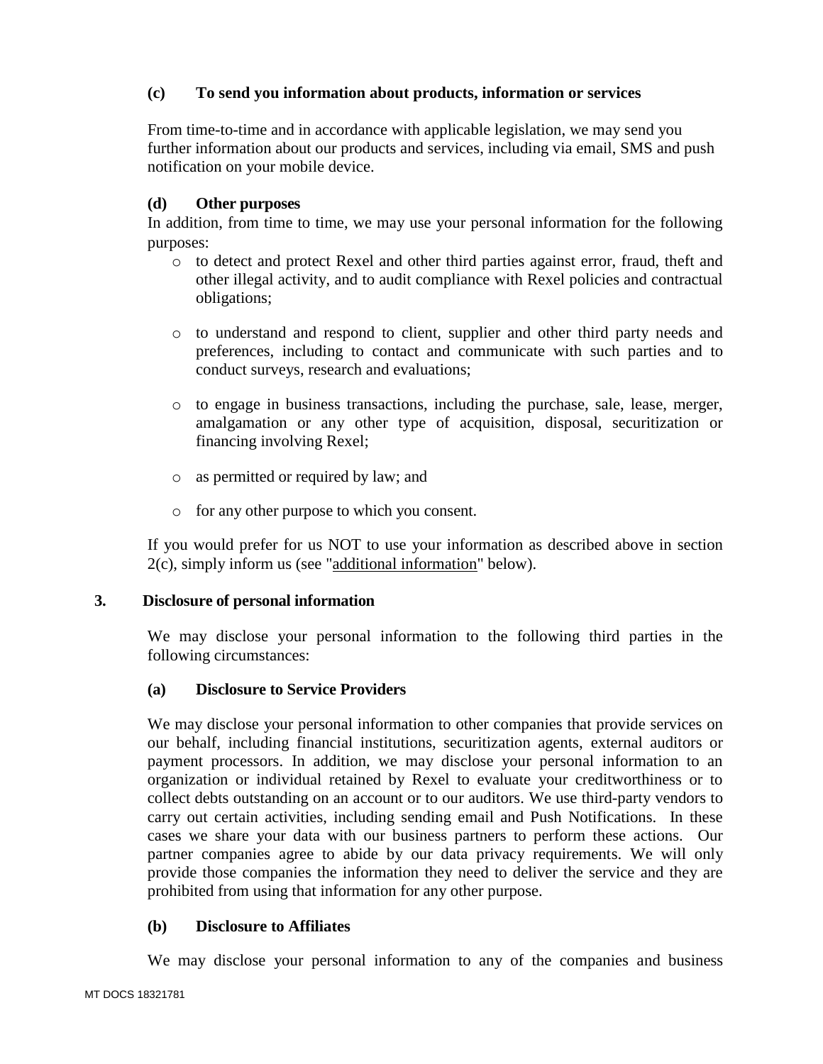**(c) To send you information about products, information or services**

From time-to-time and in accordance with applicable legislation, we may send you further information about our products and services, including via email, SMS and push notification on your mobile device.

**(d) Other purposes**

In addition, from time to time, we may use your personal information for the following purposes:

- to detect and protect Rexel and other third parties against error, fraud, theft and other illegal activity, and to audit compliance with Rexel policies and contractual obligations;
- to understand and respond to client, supplier and other third party needs and preferences, including to contact and communicate with such parties and to conduct surveys, research and evaluations;
- to engage in business transactions, including the purchase, sale, lease, merger, amalgamation or any other type of acquisition, disposal, securitization or financing involving Rexel;
- as permitted or required by law; and
- for any other purpose to which you consent.

If you would prefer for us NOT to use your information as described above in section 2(c), simply inform us (see "additional information" below).

## 3. Disclosure of personal information

We may disclose your personal information to the following third parties in the following circumstances:

**(a) Disclosure to Service Providers**

We may disclose your personal information to other companies that provide services on our behalf, including financial institutions, securitization agents, external auditors or payment processors. In addition, we may disclose your personal information to an organization or individual retained by Rexel to evaluate your creditworthiness or to collect debts outstanding on an account or to our auditors. We use third-party vendors to carry out certain activities, including sending email and Push Notifications. In these cases we share your data with our business partners to perform these actions. Our partner companies agree to abide by our data privacy requirements. We will only provide those companies the information they need to deliver the service and they are prohibited from using that information for any other purpose.

**(b) Disclosure to Affiliates**

We may disclose your personal information to any of the companies and business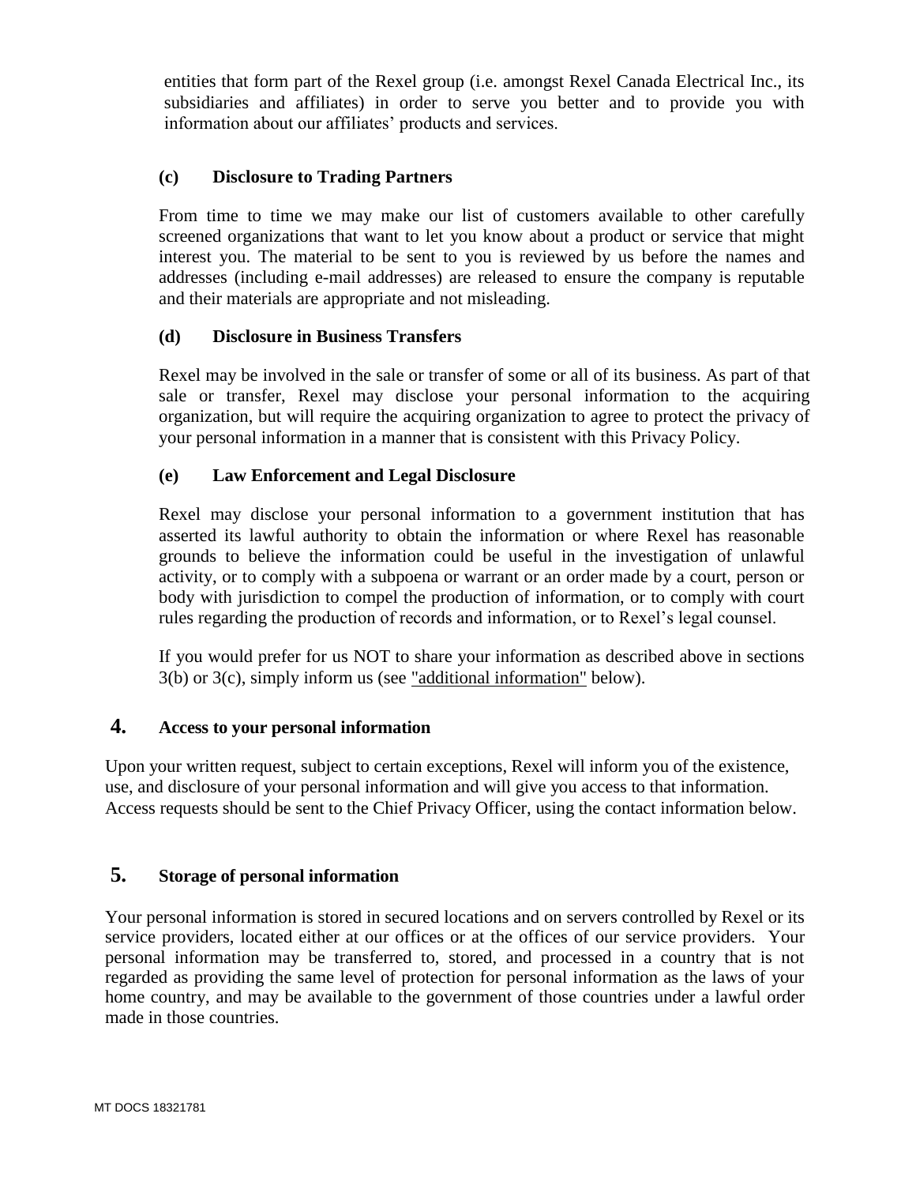entities that form part of the Rexel group (i.e. amongst Rexel Canada Electrical Inc., its subsidiaries and affiliates) in order to serve you better and to provide you with information about our affiliates' products and services.

### (c) Disclosure to Trading Partners

From time to time we may make our list of customers available to other carefully screened organizations that want to let you know about a product or service that might interest you. The material to be sent to you is reviewed by us before the names and addresses (including e-mail addresses) are released to ensure the company is reputable and their materials are appropriate and not misleading.

### (d) Disclosure in Business Transfers

Rexel may be involved in the sale or transfer of some or all of its business. As part of that sale or transfer, Rexel may disclose your personal information to the acquiring organization, but will require the acquiring organization to agree to protect the privacy of your personal information in a manner that is consistent with this Privacy Policy.

### (e) Law Enforcement and Legal Disclosure

Rexel may disclose your personal information to a government institution that has asserted its lawful authority to obtain the information or where Rexel has reasonable grounds to believe the information could be useful in the investigation of unlawful activity, or to comply with a subpoena or warrant or an order made by a court, person or body with jurisdiction to compel the production of information, or to comply with court rules regarding the production of records and information, or to Rexel's legal counsel.

If you would prefer for us NOT to share your information as described above in sections 3(b) or 3(c), simply inform us (see "additional information" below).

## 4. Access to your personal information

Upon your written request, subject to certain exceptions, Rexel will inform you of the existence, use, and disclosure of your personal information and will give you access to that information. Access requests should be sent to the Chief Privacy Officer, using the contact information below.

## 5. Storage of personal information

Your personal information is stored in secured locations and on servers controlled by Rexel or its service providers, located either at our offices or at the offices of our service providers. Your personal information may be transferred to, stored, and processed in a country that is not regarded as providing the same level of protection for personal information as the laws of your home country, and may be available to the government of those countries under a lawful order made in those countries.

MT DOCS 18321781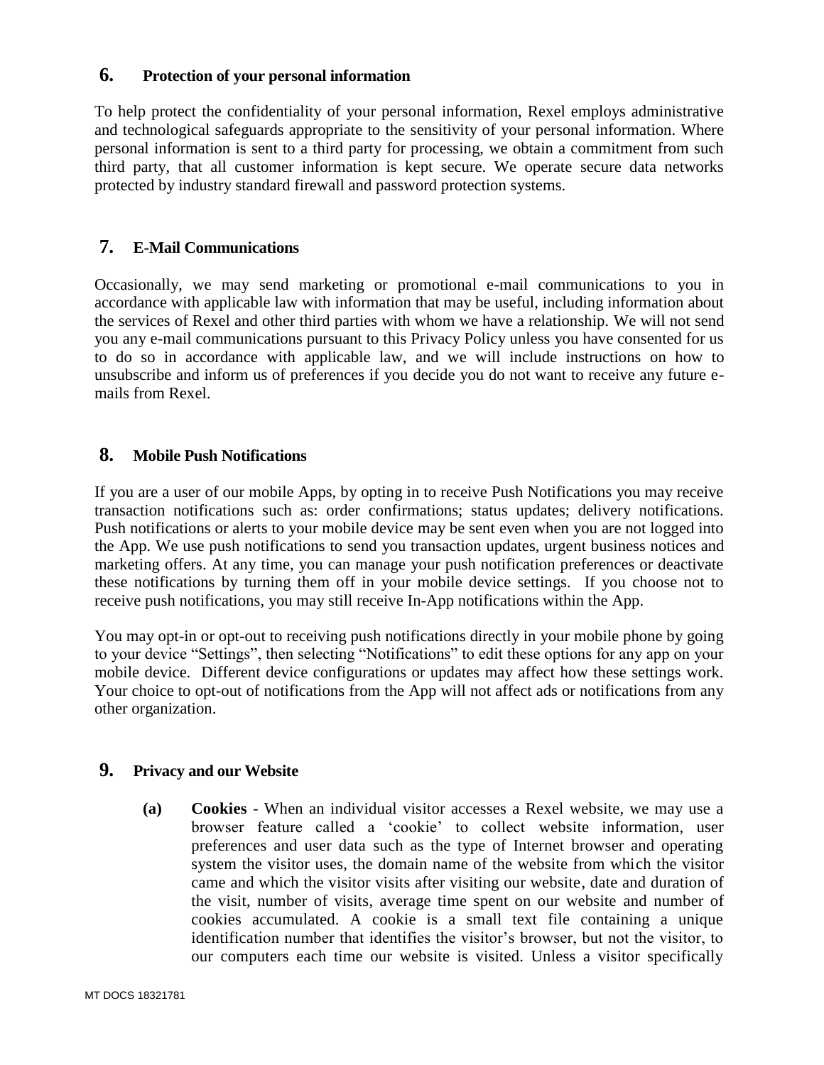## 6. Protection of your personal information

To help protect the confidentiality of your personal information, Rexel employs administrative and technological safeguards appropriate to the sensitivity of your personal information. Where personal information is sent to a third party for processing, we obtain a commitment from such third party, that all customer information is kept secure. We operate secure data networks protected by industry standard firewall and password protection systems.

## 7. E-Mail Communications

Occasionally, we may send marketing or promotional e-mail communications to you in accordance with applicable law with information that may be useful, including information about the services of Rexel and other third parties with whom we have a relationship. We will not send you any e-mail communications pursuant to this Privacy Policy unless you have consented for us to do so in accordance with applicable law, and we will include instructions on how to unsubscribe and inform us of preferences if you decide you do not want to receive any future e-mails from Rexel.

## 8. Mobile Push Notifications

If you are a user of our mobile Apps, by opting in to receive Push Notifications you may receive transaction notifications such as: order confirmations; status updates; delivery notifications. Push notifications or alerts to your mobile device may be sent even when you are not logged into the App. We use push notifications to send you transaction updates, urgent business notices and marketing offers. At any time, you can manage your push notification preferences or deactivate these notifications by turning them off in your mobile device settings. If you choose not to receive push notifications, you may still receive In-App notifications within the App.

You may opt-in or opt-out to receiving push notifications directly in your mobile phone by going to your device "Settings", then selecting "Notifications" to edit these options for any app on your mobile device. Different device configurations or updates may affect how these settings work. Your choice to opt-out of notifications from the App will not affect ads or notifications from any other organization.

## 9. Privacy and our Website

**(a) Cookies** - When an individual visitor accesses a Rexel website, we may use a browser feature called a 'cookie' to collect website information, user preferences and user data such as the type of Internet browser and operating system the visitor uses, the domain name of the website from which the visitor came and which the visitor visits after visiting our website, date and duration of the visit, number of visits, average time spent on our website and number of cookies accumulated. A cookie is a small text file containing a unique identification number that identifies the visitor's browser, but not the visitor, to our computers each time our website is visited. Unless a visitor specifically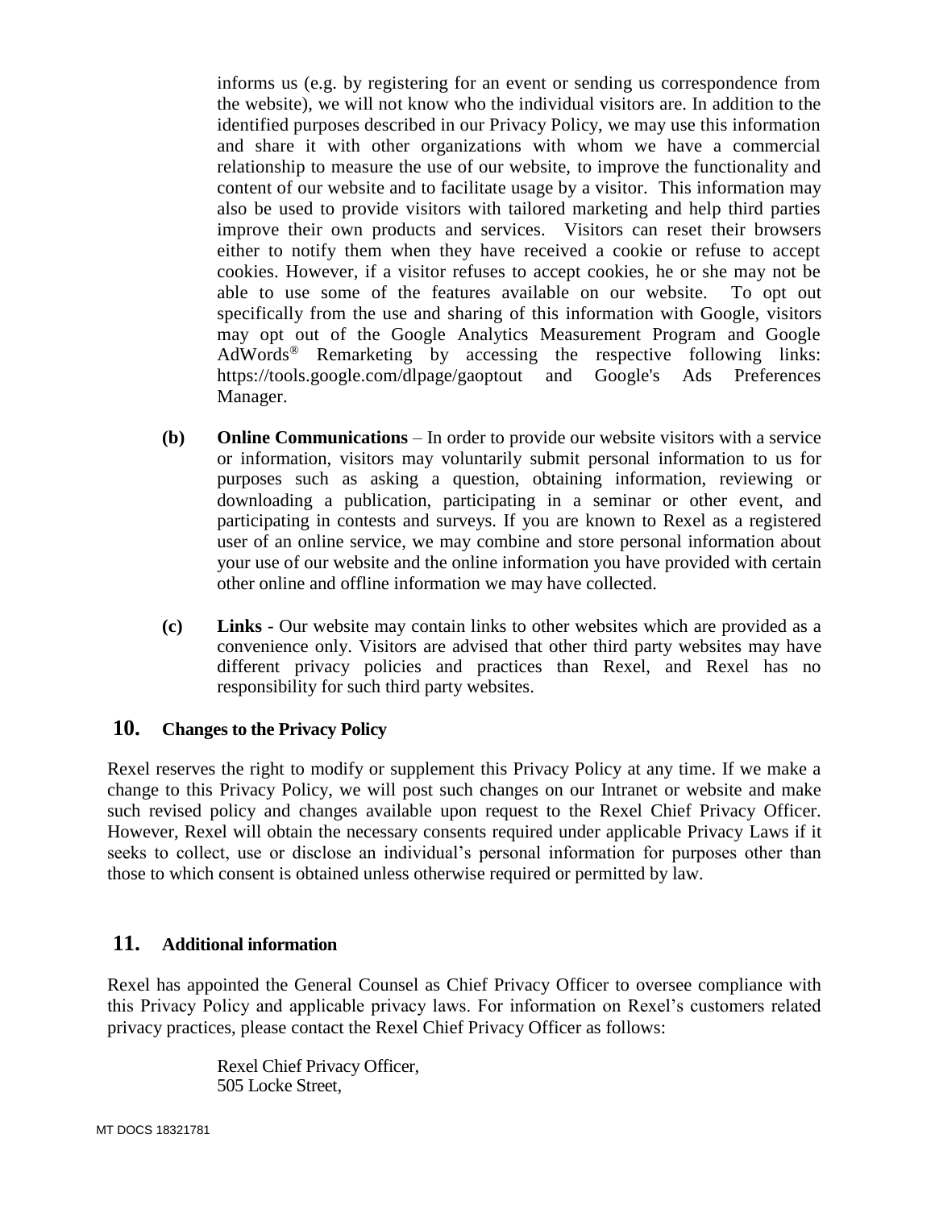informs us (e.g. by registering for an event or sending us correspondence from the website), we will not know who the individual visitors are. In addition to the identified purposes described in our Privacy Policy, we may use this information and share it with other organizations with whom we have a commercial relationship to measure the use of our website, to improve the functionality and content of our website and to facilitate usage by a visitor. This information may also be used to provide visitors with tailored marketing and help third parties improve their own products and services. Visitors can reset their browsers either to notify them when they have received a cookie or refuse to accept cookies. However, if a visitor refuses to accept cookies, he or she may not be able to use some of the features available on our website. To opt out specifically from the use and sharing of this information with Google, visitors may opt out of the Google Analytics Measurement Program and Google AdWords® Remarketing by accessing the respective following links: https://tools.google.com/dlpage/gaoptout and Google's Ads Preferences Manager.

**(b)** **Online Communications** – In order to provide our website visitors with a service or information, visitors may voluntarily submit personal information to us for purposes such as asking a question, obtaining information, reviewing or downloading a publication, participating in a seminar or other event, and participating in contests and surveys. If you are known to Rexel as a registered user of an online service, we may combine and store personal information about your use of our website and the online information you have provided with certain other online and offline information we may have collected.

**(c)** **Links** - Our website may contain links to other websites which are provided as a convenience only. Visitors are advised that other third party websites may have different privacy policies and practices than Rexel, and Rexel has no responsibility for such third party websites.

## 10. Changes to the Privacy Policy

Rexel reserves the right to modify or supplement this Privacy Policy at any time. If we make a change to this Privacy Policy, we will post such changes on our Intranet or website and make such revised policy and changes available upon request to the Rexel Chief Privacy Officer. However, Rexel will obtain the necessary consents required under applicable Privacy Laws if it seeks to collect, use or disclose an individual's personal information for purposes other than those to which consent is obtained unless otherwise required or permitted by law.

## 11. Additional information

Rexel has appointed the General Counsel as Chief Privacy Officer to oversee compliance with this Privacy Policy and applicable privacy laws. For information on Rexel's customers related privacy practices, please contact the Rexel Chief Privacy Officer as follows:

Rexel Chief Privacy Officer,
505 Locke Street,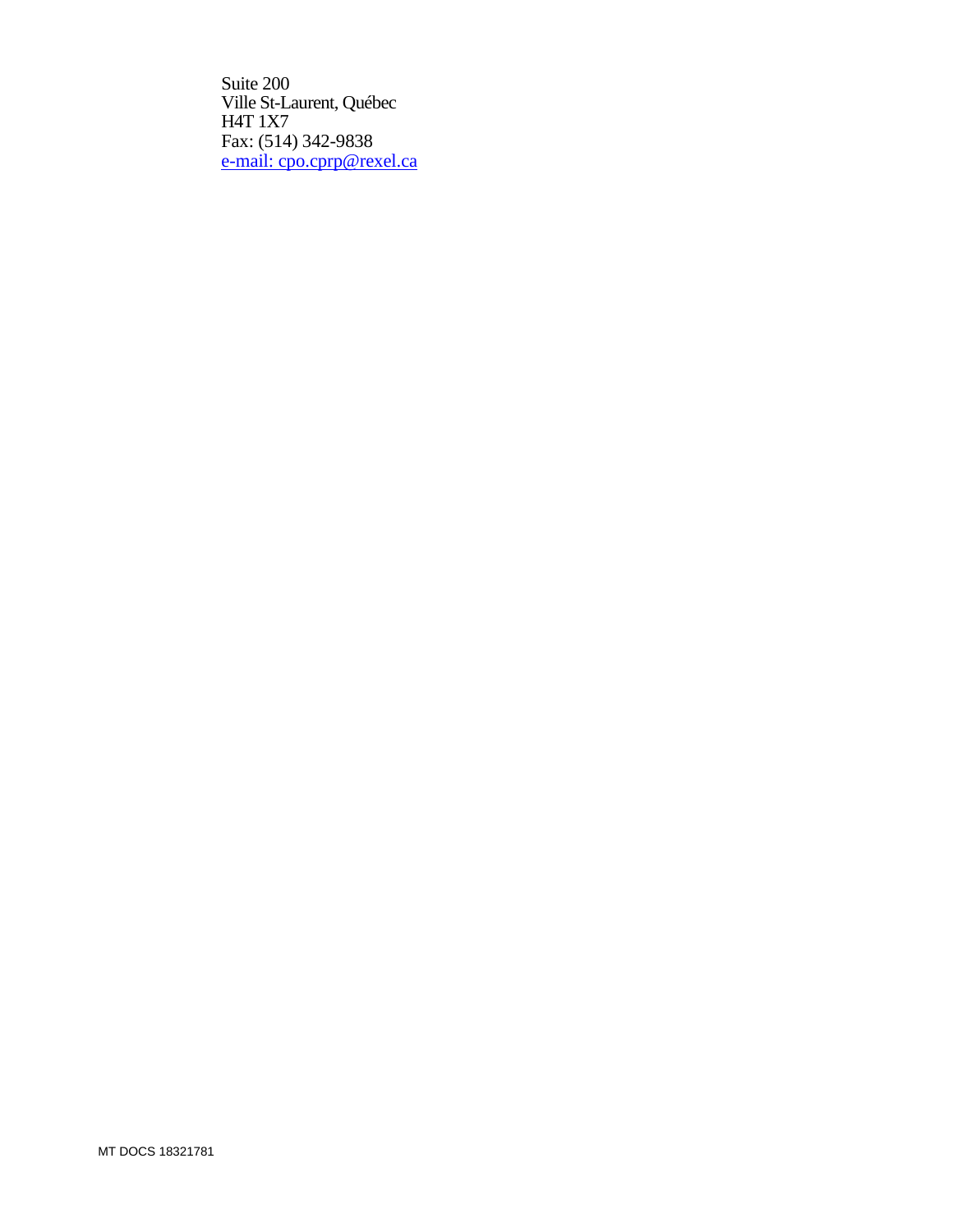Suite 200
Ville St-Laurent, Québec
H4T 1X7
Fax: (514) 342-9838
e-mail: cpo.cprp@rexel.ca

MT DOCS 18321781